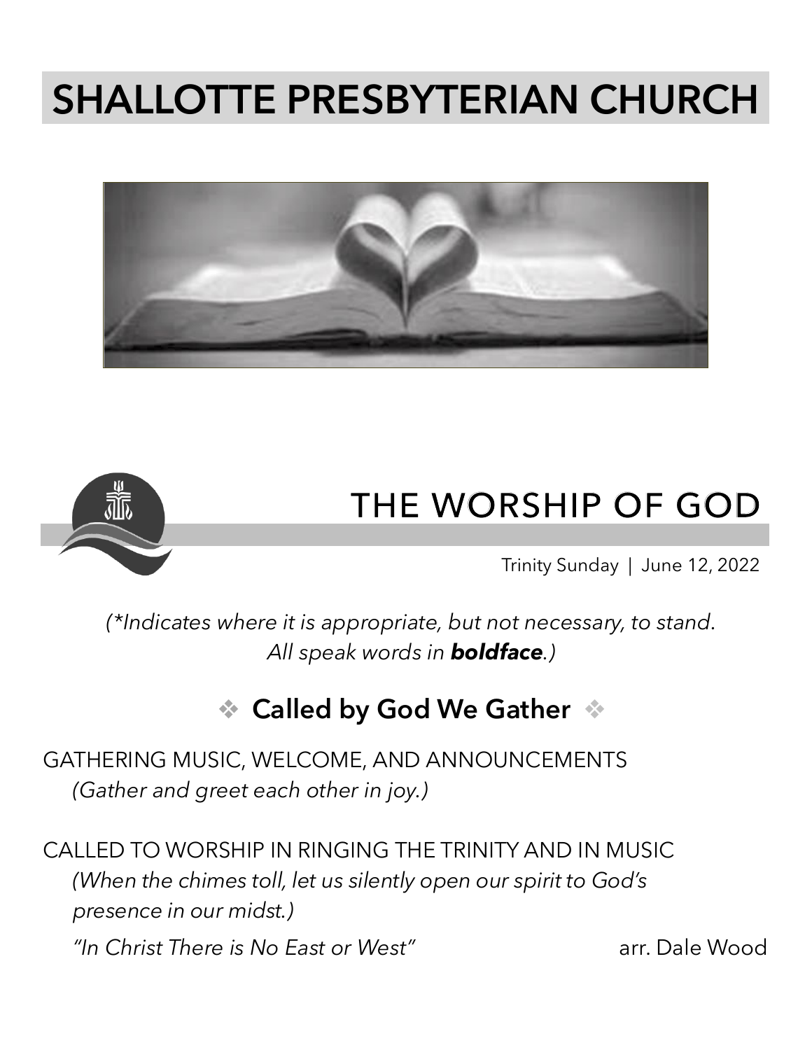# SHALLOTTE PRESBYTERIAN CHURCH

## THE WORSHIP OF GOD

Trinity Sunday | June 12, 2022

*(\*Indicates where it is appropriate, but not necessary, to stand. All speak words in* ***boldface****.)*

### ❖ Called by God We Gather ❖

GATHERING MUSIC, WELCOME, AND ANNOUNCEMENTS
*(Gather and greet each other in joy.)*

CALLED TO WORSHIP IN RINGING THE TRINITY AND IN MUSIC
*(When the chimes toll, let us silently open our spirit to God's presence in our midst.)*

*"In Christ There is No East or West"* arr. Dale Wood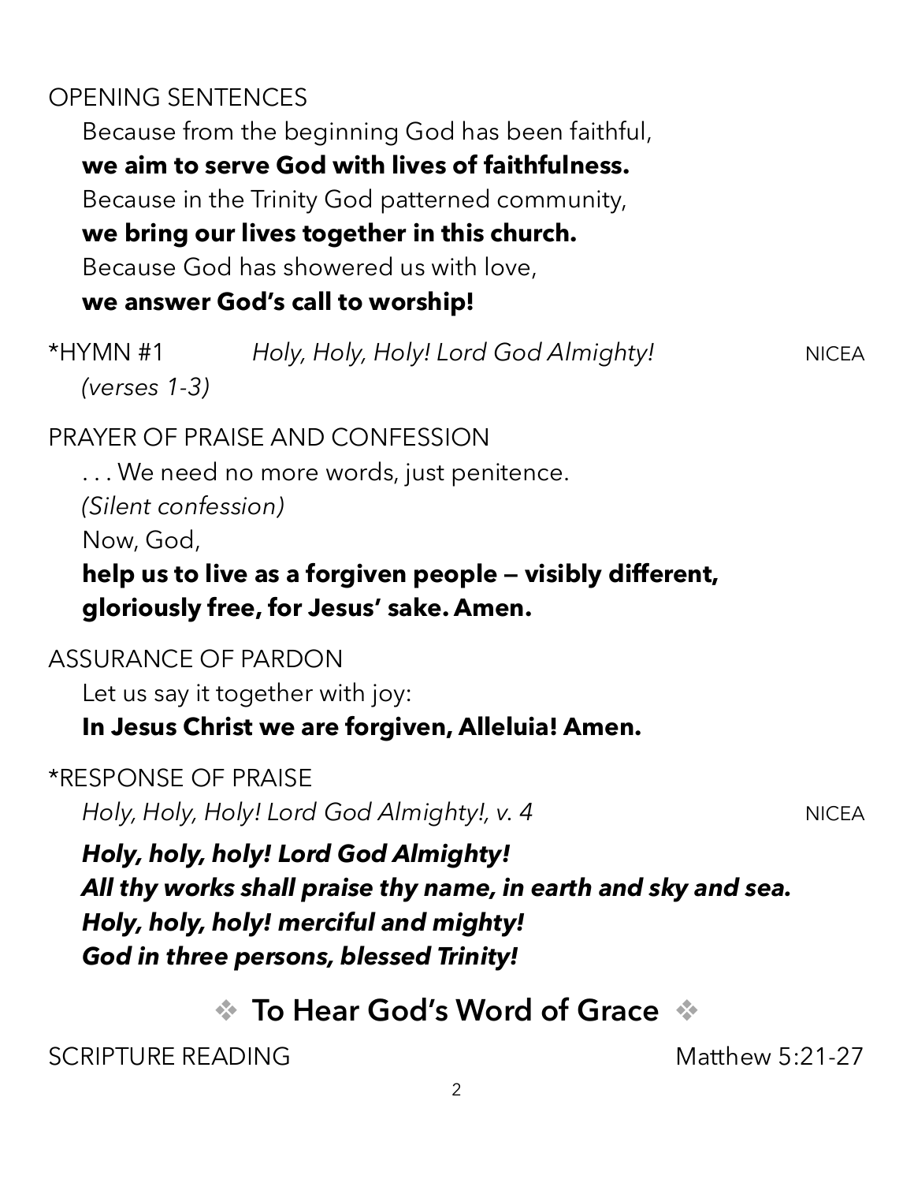OPENING SENTENCES

Because from the beginning God has been faithful,
**we aim to serve God with lives of faithfulness.**
Because in the Trinity God patterned community,
**we bring our lives together in this church.**
Because God has showered us with love,
**we answer God's call to worship!**

*HYMN #1 *Holy, Holy, Holy! Lord God Almighty!* NICEA
*(verses 1-3)*

PRAYER OF PRAISE AND CONFESSION

. . . We need no more words, just penitence.
*(Silent confession)*
Now, God,
**help us to live as a forgiven people — visibly different, gloriously free, for Jesus' sake. Amen.**

ASSURANCE OF PARDON

Let us say it together with joy:
**In Jesus Christ we are forgiven, Alleluia! Amen.**

*RESPONSE OF PRAISE

*Holy, Holy, Holy! Lord God Almighty!, v. 4* NICEA

***Holy, holy, holy! Lord God Almighty!***
***All thy works shall praise thy name, in earth and sky and sea.***
***Holy, holy, holy! merciful and mighty!***
***God in three persons, blessed Trinity!***

## ❖ To Hear God's Word of Grace ❖

SCRIPTURE READING Matthew 5:21-27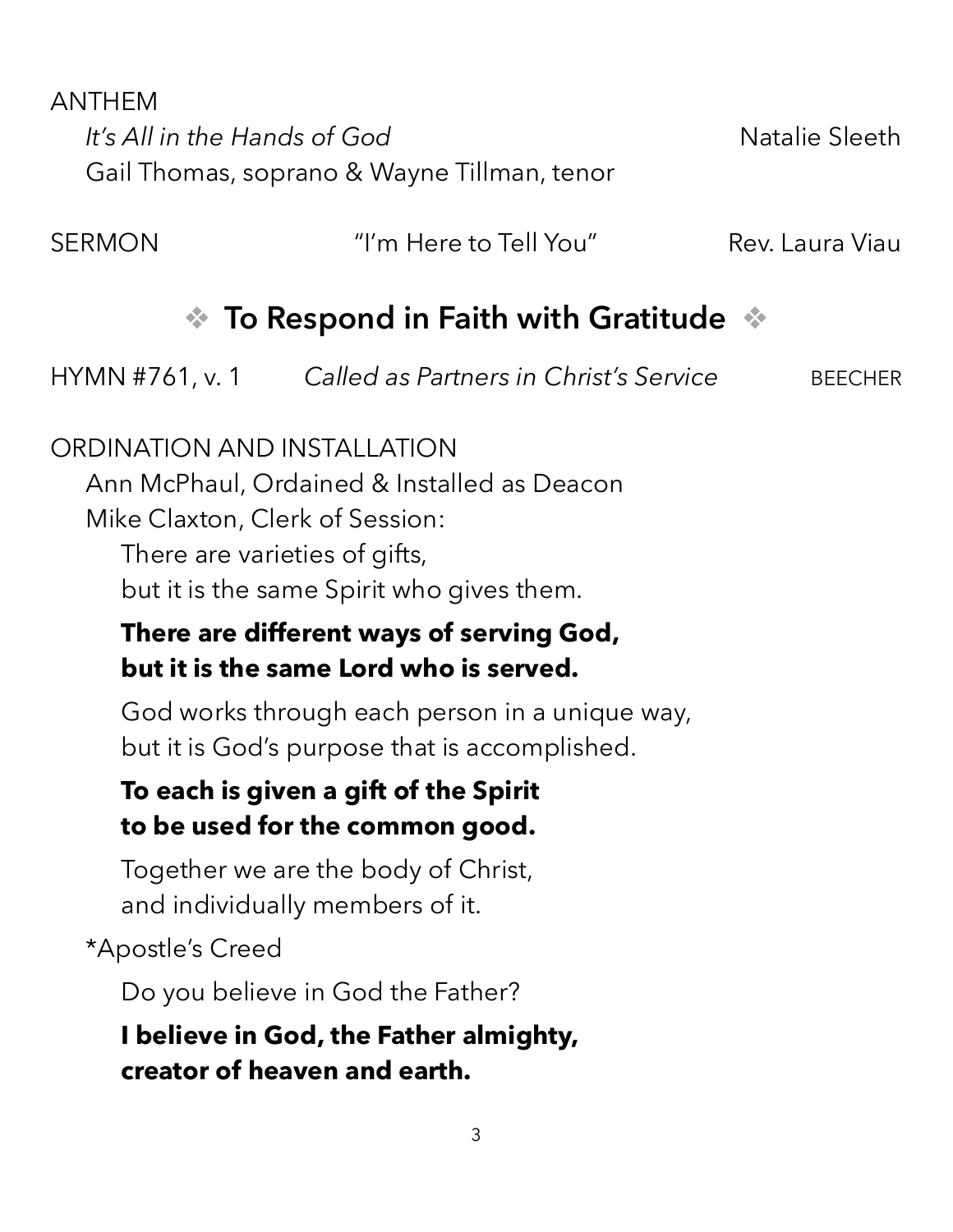ANTHEM

*It's All in the Hands of God* — Natalie Sleeth

Gail Thomas, soprano & Wayne Tillman, tenor

SERMON — "I'm Here to Tell You" — Rev. Laura Viau

## ❖ To Respond in Faith with Gratitude ❖

HYMN #761, v. 1 — *Called as Partners in Christ's Service* — BEECHER

ORDINATION AND INSTALLATION

Ann McPhaul, Ordained & Installed as Deacon

Mike Claxton, Clerk of Session:

There are varieties of gifts,
but it is the same Spirit who gives them.

**There are different ways of serving God,
but it is the same Lord who is served.**

God works through each person in a unique way,
but it is God's purpose that is accomplished.

**To each is given a gift of the Spirit
to be used for the common good.**

Together we are the body of Christ,
and individually members of it.

*Apostle's Creed

Do you believe in God the Father?

**I believe in God, the Father almighty,
creator of heaven and earth.**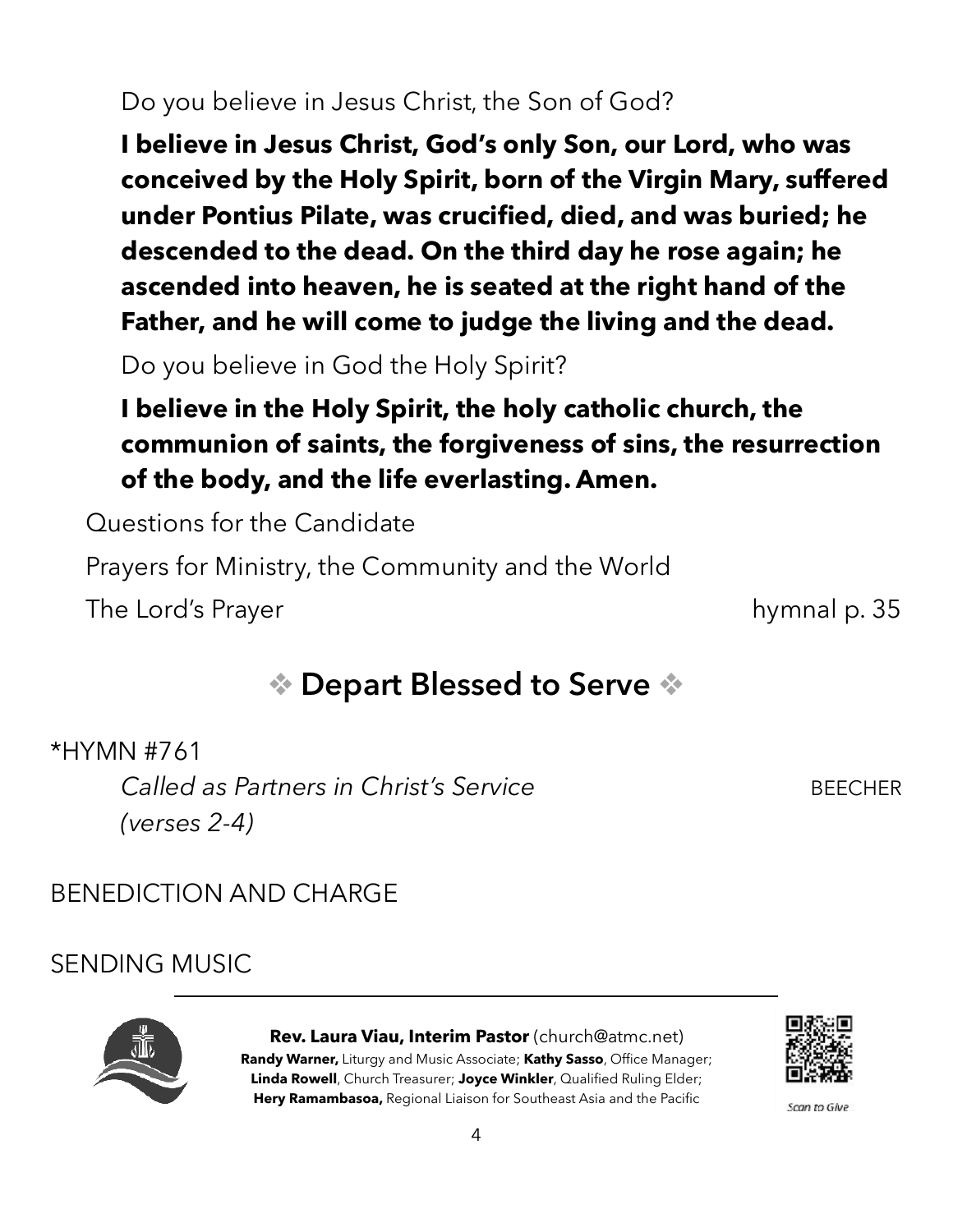Do you believe in Jesus Christ, the Son of God?

**I believe in Jesus Christ, God's only Son, our Lord, who was conceived by the Holy Spirit, born of the Virgin Mary, suffered under Pontius Pilate, was crucified, died, and was buried; he descended to the dead. On the third day he rose again; he ascended into heaven, he is seated at the right hand of the Father, and he will come to judge the living and the dead.**

Do you believe in God the Holy Spirit?

**I believe in the Holy Spirit, the holy catholic church, the communion of saints, the forgiveness of sins, the resurrection of the body, and the life everlasting. Amen.**

Questions for the Candidate

Prayers for Ministry, the Community and the World

The Lord's Prayer hymnal p. 35

## ❖ Depart Blessed to Serve ❖

*HYMN #761

*Called as Partners in Christ's Service* BEECHER
*(verses 2-4)*

BENEDICTION AND CHARGE

SENDING MUSIC

---

**Rev. Laura Viau, Interim Pastor** (church@atmc.net)
**Randy Warner,** Liturgy and Music Associate; **Kathy Sasso**, Office Manager; **Linda Rowell**, Church Treasurer; **Joyce Winkler**, Qualified Ruling Elder; **Hery Ramambasoa,** Regional Liaison for Southeast Asia and the Pacific

Scan to Give